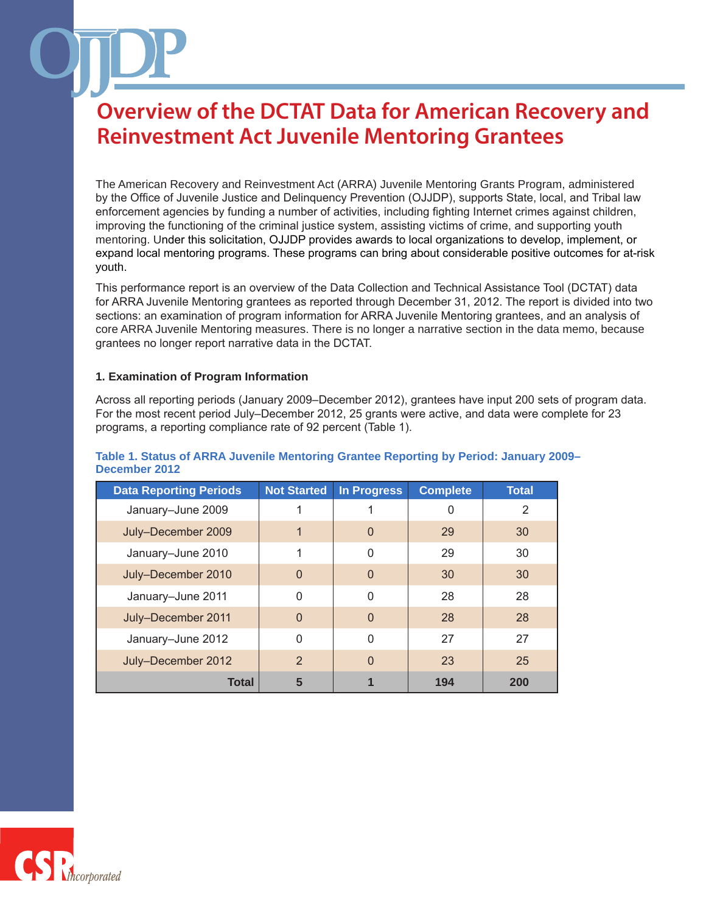# Overview of the DCTAT Data for American Recovery and Reinvestment Act Juvenile Mentoring Grantees

The American Recovery and Reinvestment Act (ARRA) Juvenile Mentoring Grants Program, administered by the Office of Juvenile Justice and Delinquency Prevention (OJJDP), supports State, local, and Tribal law enforcement agencies by funding a number of activities, including fighting Internet crimes against children, improving the functioning of the criminal justice system, assisting victims of crime, and supporting youth mentoring. Under this solicitation, OJJDP provides awards to local organizations to develop, implement, or expand local mentoring programs. These programs can bring about considerable positive outcomes for at-risk youth.

This performance report is an overview of the Data Collection and Technical Assistance Tool (DCTAT) data for ARRA Juvenile Mentoring grantees as reported through December 31, 2012. The report is divided into two sections: an examination of program information for ARRA Juvenile Mentoring grantees, and an analysis of core ARRA Juvenile Mentoring measures. There is no longer a narrative section in the data memo, because grantees no longer report narrative data in the DCTAT.

### 1. Examination of Program Information

Across all reporting periods (January 2009–December 2012), grantees have input 200 sets of program data. For the most recent period July–December 2012, 25 grants were active, and data were complete for 23 programs, a reporting compliance rate of 92 percent (Table 1).

**Table 1. Status of ARRA Juvenile Mentoring Grantee Reporting by Period: January 2009–December 2012**

| Data Reporting Periods | Not Started | In Progress | Complete | Total |
|---|---|---|---|---|
| January–June 2009 | 1 | 1 | 0 | 2 |
| July–December 2009 | 1 | 0 | 29 | 30 |
| January–June 2010 | 1 | 0 | 29 | 30 |
| July–December 2010 | 0 | 0 | 30 | 30 |
| January–June 2011 | 0 | 0 | 28 | 28 |
| July–December 2011 | 0 | 0 | 28 | 28 |
| January–June 2012 | 0 | 0 | 27 | 27 |
| July–December 2012 | 2 | 0 | 23 | 25 |
| **Total** | **5** | **1** | **194** | **200** |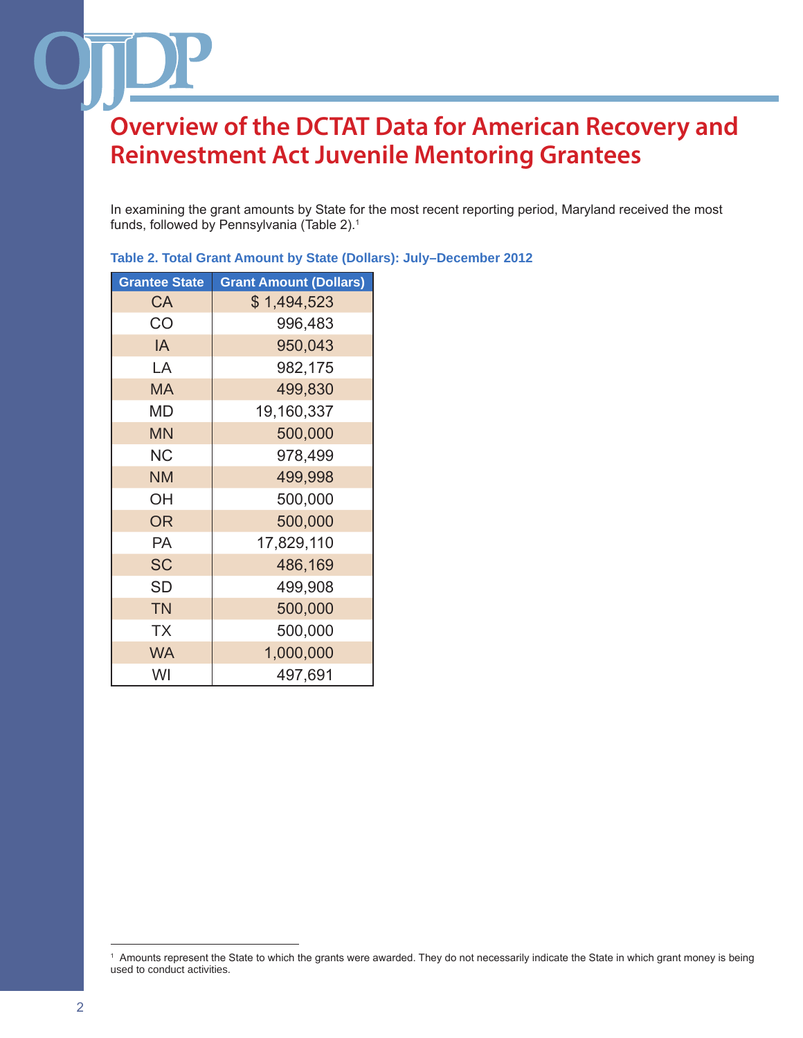# Overview of the DCTAT Data for American Recovery and Reinvestment Act Juvenile Mentoring Grantees

In examining the grant amounts by State for the most recent reporting period, Maryland received the most funds, followed by Pennsylvania (Table 2).[1]

**Table 2. Total Grant Amount by State (Dollars): July–December 2012**

| Grantee State | Grant Amount (Dollars) |
|---|---|
| CA | $ 1,494,523 |
| CO | 996,483 |
| IA | 950,043 |
| LA | 982,175 |
| MA | 499,830 |
| MD | 19,160,337 |
| MN | 500,000 |
| NC | 978,499 |
| NM | 499,998 |
| OH | 500,000 |
| OR | 500,000 |
| PA | 17,829,110 |
| SC | 486,169 |
| SD | 499,908 |
| TN | 500,000 |
| TX | 500,000 |
| WA | 1,000,000 |
| WI | 497,691 |

[1] Amounts represent the State to which the grants were awarded. They do not necessarily indicate the State in which grant money is being used to conduct activities.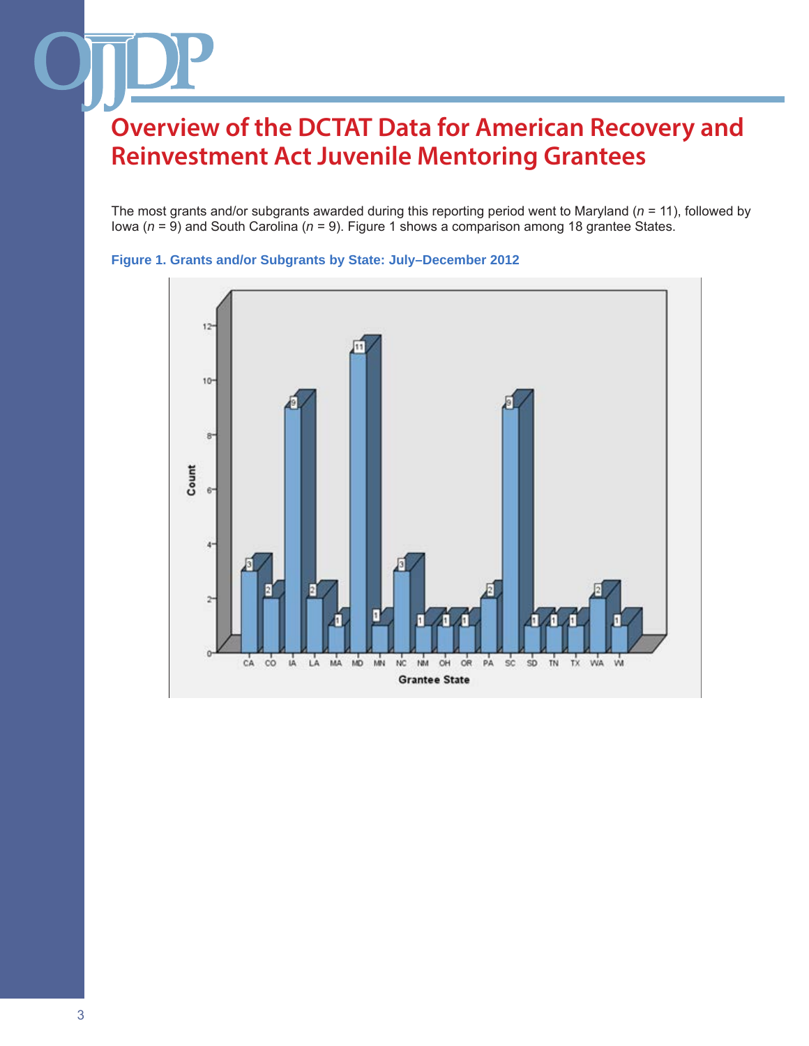# Overview of the DCTAT Data for American Recovery and Reinvestment Act Juvenile Mentoring Grantees

The most grants and/or subgrants awarded during this reporting period went to Maryland (*n* = 11), followed by Iowa (*n* = 9) and South Carolina (*n* = 9). Figure 1 shows a comparison among 18 grantee States.

**Figure 1. Grants and/or Subgrants by State: July–December 2012**

| Grantee State | Count |
|---|---|
| CA | 3 |
| CO | 2 |
| IA | 9 |
| LA | 2 |
| MA | 1 |
| MD | 11 |
| MN | 1 |
| NC | 3 |
| NM | 1 |
| OH | 1 |
| OR | 1 |
| PA | 2 |
| SC | 9 |
| SD | 1 |
| TN | 1 |
| TX | 1 |
| WA | 2 |
| WI | 1 |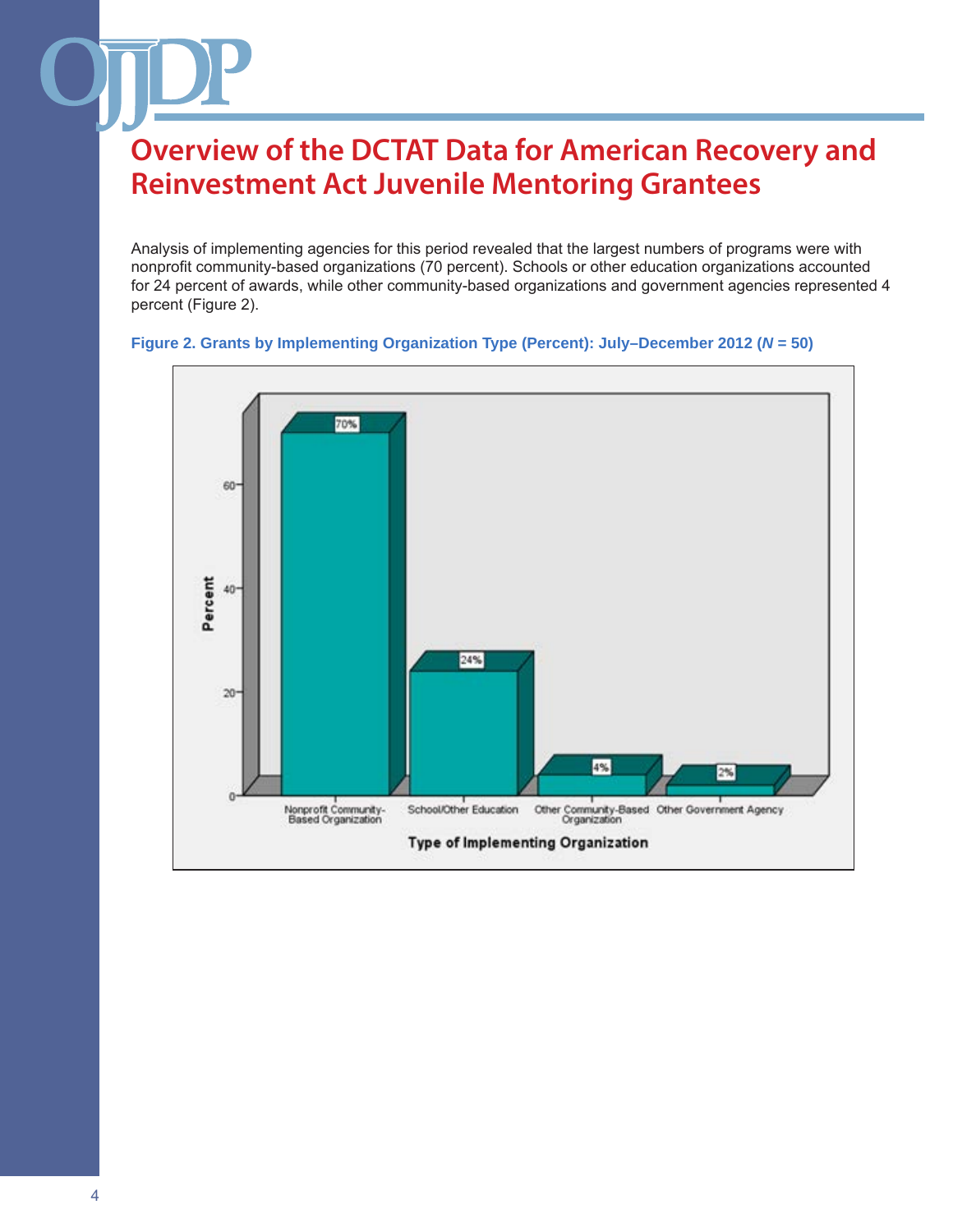# Overview of the DCTAT Data for American Recovery and Reinvestment Act Juvenile Mentoring Grantees

Analysis of implementing agencies for this period revealed that the largest numbers of programs were with nonprofit community-based organizations (70 percent). Schools or other education organizations accounted for 24 percent of awards, while other community-based organizations and government agencies represented 4 percent (Figure 2).

**Figure 2. Grants by Implementing Organization Type (Percent): July–December 2012 (*N* = 50)**

| Type of Implementing Organization | Percent |
| --- | --- |
| Nonprofit Community-Based Organization | 70% |
| School/Other Education | 24% |
| Other Community-Based Organization | 4% |
| Other Government Agency | 2% |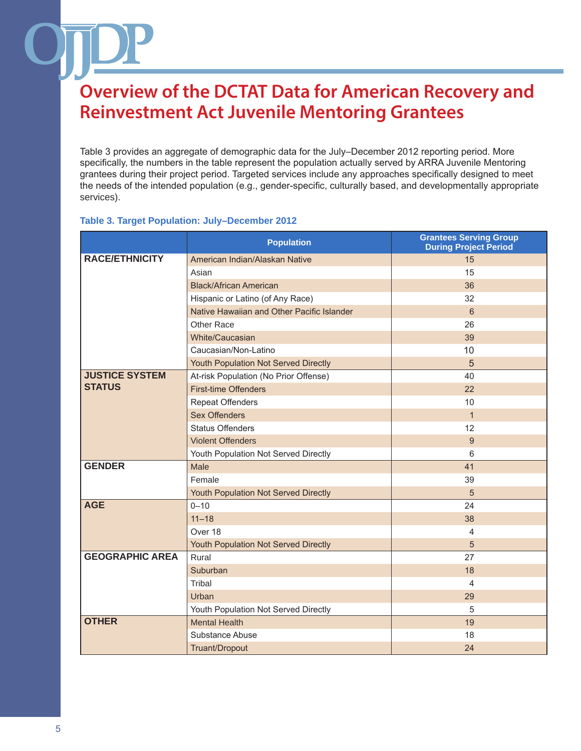# Overview of the DCTAT Data for American Recovery and Reinvestment Act Juvenile Mentoring Grantees

Table 3 provides an aggregate of demographic data for the July–December 2012 reporting period. More specifically, the numbers in the table represent the population actually served by ARRA Juvenile Mentoring grantees during their project period. Targeted services include any approaches specifically designed to meet the needs of the intended population (e.g., gender-specific, culturally based, and developmentally appropriate services).

**Table 3. Target Population: July–December 2012**

| | Population | Grantees Serving Group During Project Period |
|---|---|---|
| **RACE/ETHNICITY** | American Indian/Alaskan Native | 15 |
| | Asian | 15 |
| | Black/African American | 36 |
| | Hispanic or Latino (of Any Race) | 32 |
| | Native Hawaiian and Other Pacific Islander | 6 |
| | Other Race | 26 |
| | White/Caucasian | 39 |
| | Caucasian/Non-Latino | 10 |
| | Youth Population Not Served Directly | 5 |
| **JUSTICE SYSTEM STATUS** | At-risk Population (No Prior Offense) | 40 |
| | First-time Offenders | 22 |
| | Repeat Offenders | 10 |
| | Sex Offenders | 1 |
| | Status Offenders | 12 |
| | Violent Offenders | 9 |
| | Youth Population Not Served Directly | 6 |
| **GENDER** | Male | 41 |
| | Female | 39 |
| | Youth Population Not Served Directly | 5 |
| **AGE** | 0–10 | 24 |
| | 11–18 | 38 |
| | Over 18 | 4 |
| | Youth Population Not Served Directly | 5 |
| **GEOGRAPHIC AREA** | Rural | 27 |
| | Suburban | 18 |
| | Tribal | 4 |
| | Urban | 29 |
| | Youth Population Not Served Directly | 5 |
| **OTHER** | Mental Health | 19 |
| | Substance Abuse | 18 |
| | Truant/Dropout | 24 |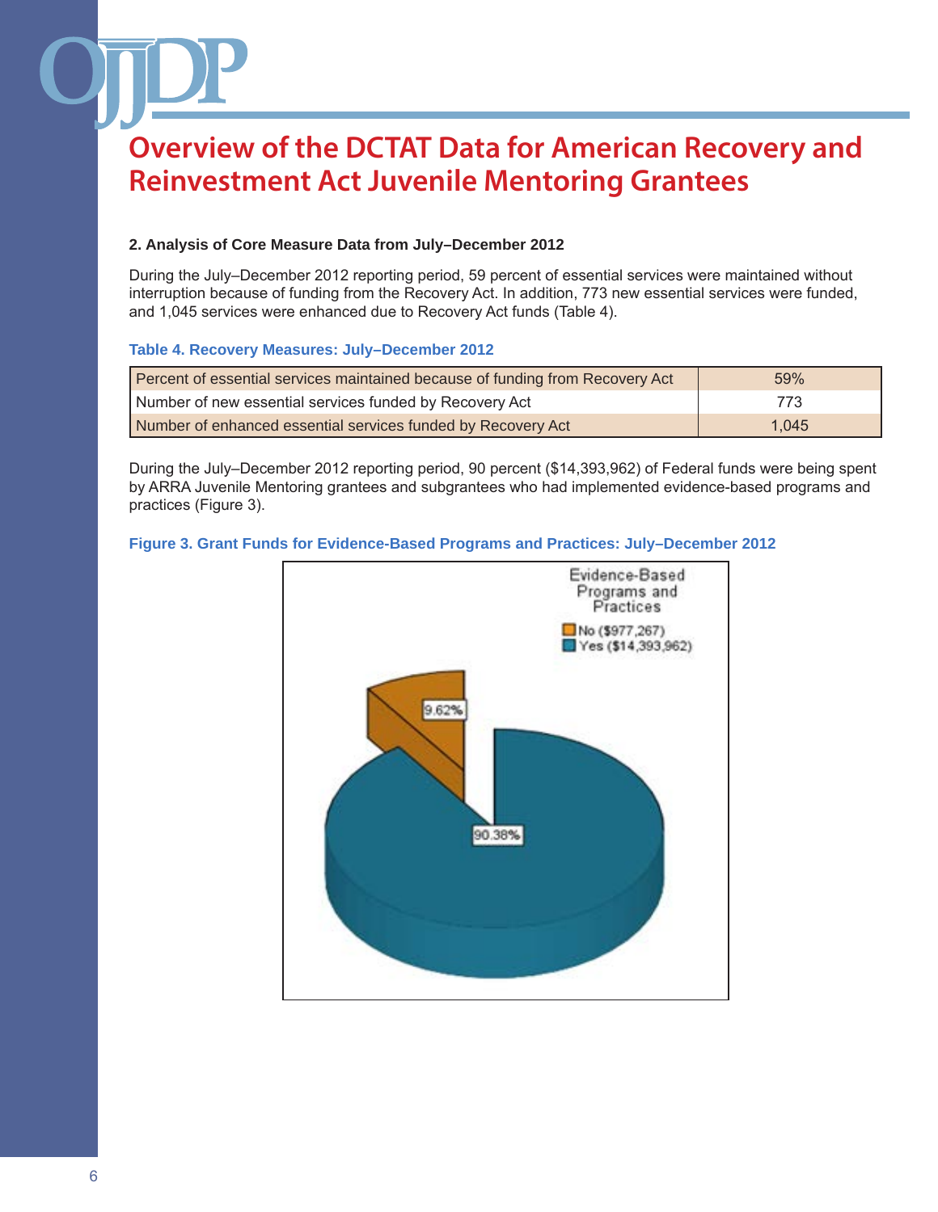# Overview of the DCTAT Data for American Recovery and Reinvestment Act Juvenile Mentoring Grantees

### 2. Analysis of Core Measure Data from July–December 2012

During the July–December 2012 reporting period, 59 percent of essential services were maintained without interruption because of funding from the Recovery Act. In addition, 773 new essential services were funded, and 1,045 services were enhanced due to Recovery Act funds (Table 4).

**Table 4. Recovery Measures: July–December 2012**

| | |
|---|---|
| Percent of essential services maintained because of funding from Recovery Act | 59% |
| Number of new essential services funded by Recovery Act | 773 |
| Number of enhanced essential services funded by Recovery Act | 1,045 |

During the July–December 2012 reporting period, 90 percent ($14,393,962) of Federal funds were being spent by ARRA Juvenile Mentoring grantees and subgrantees who had implemented evidence-based programs and practices (Figure 3).

**Figure 3. Grant Funds for Evidence-Based Programs and Practices: July–December 2012**

Evidence-Based Programs and Practices

- No ($977,267): 9.62%
- Yes ($14,393,962): 90.38%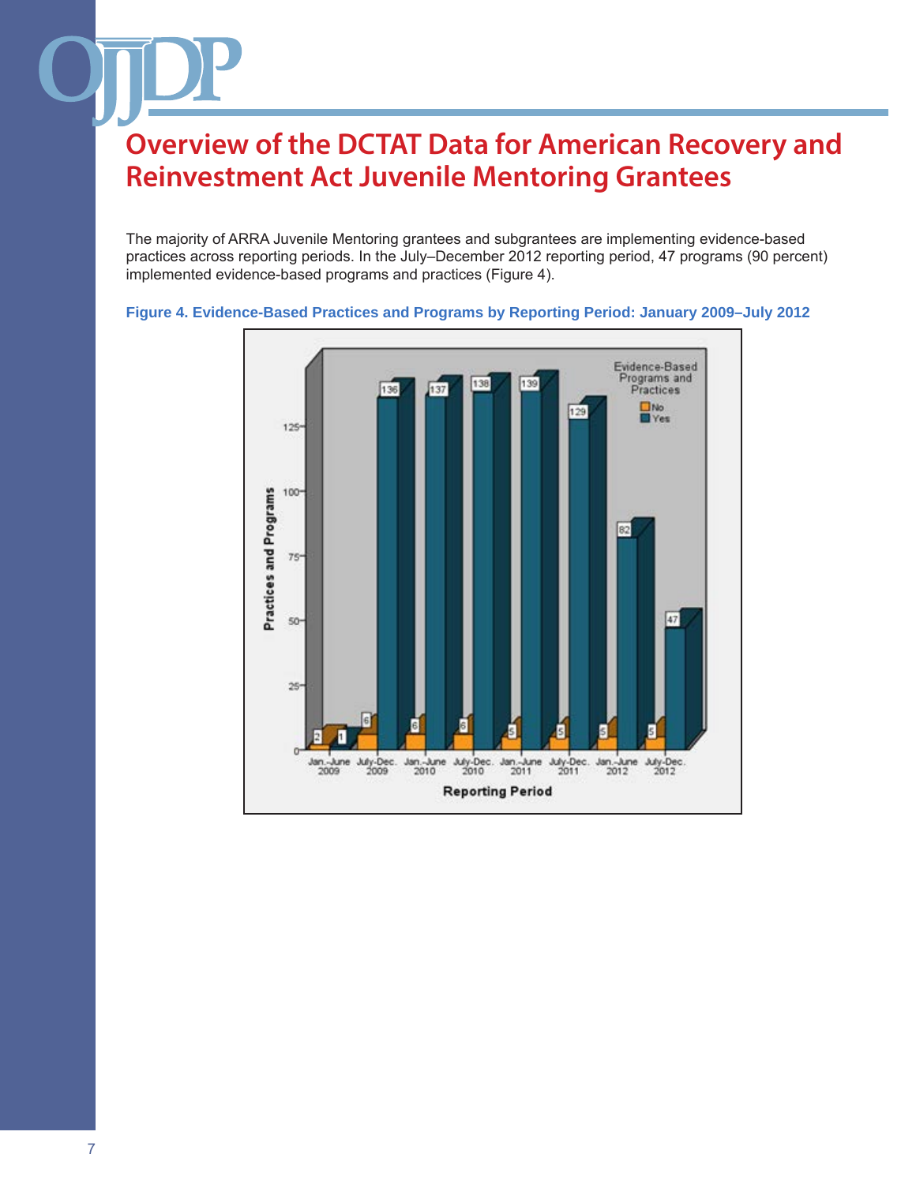# Overview of the DCTAT Data for American Recovery and Reinvestment Act Juvenile Mentoring Grantees

The majority of ARRA Juvenile Mentoring grantees and subgrantees are implementing evidence-based practices across reporting periods. In the July–December 2012 reporting period, 47 programs (90 percent) implemented evidence-based programs and practices (Figure 4).

**Figure 4. Evidence-Based Practices and Programs by Reporting Period: January 2009–July 2012**

| Reporting Period | No | Yes |
|---|---|---|
| Jan.–June 2009 | 2 | 1 |
| July–Dec. 2009 | 6 | 136 |
| Jan.–June 2010 | 6 | 137 |
| July–Dec. 2010 | 6 | 138 |
| Jan.–June 2011 | 5 | 139 |
| July–Dec. 2011 | 5 | 129 |
| Jan.–June 2012 | 5 | 82 |
| July–Dec. 2012 | 5 | 47 |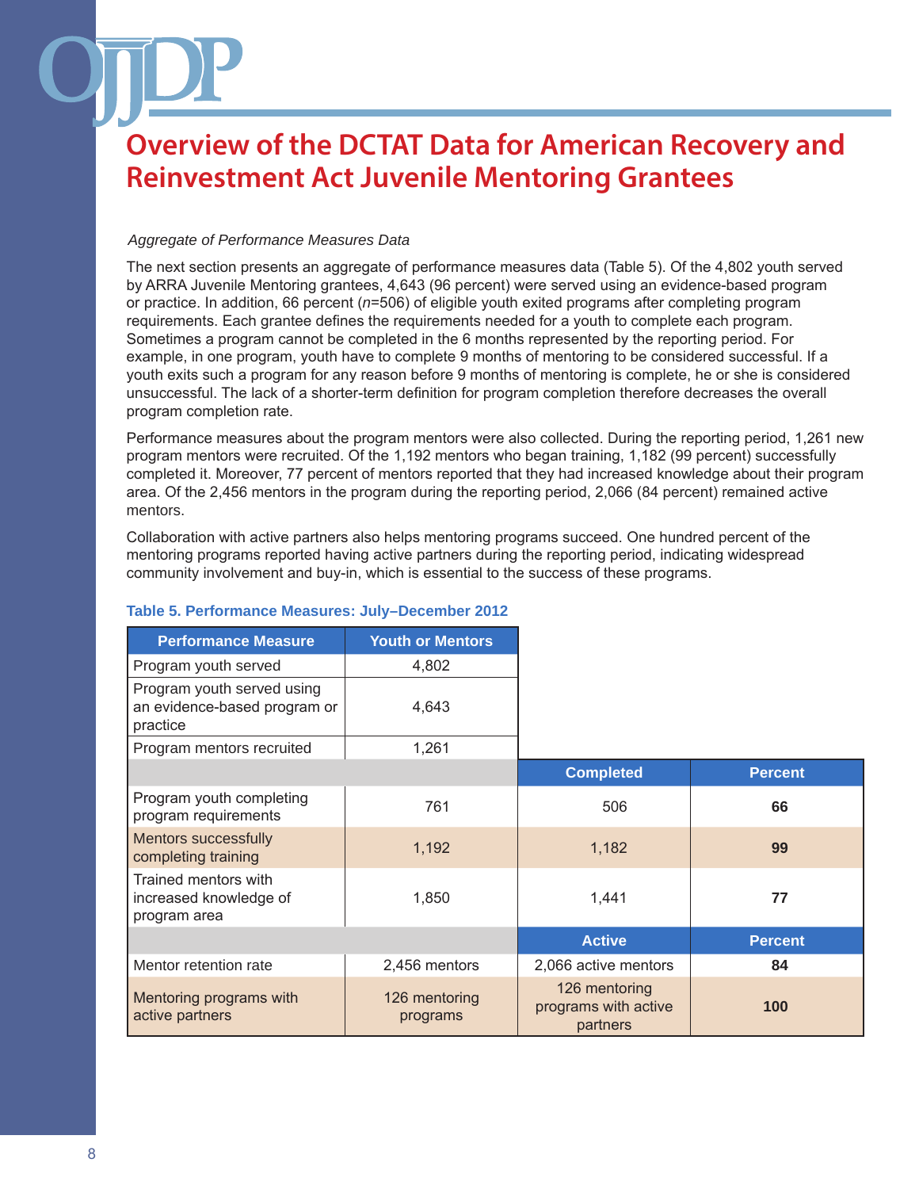# Overview of the DCTAT Data for American Recovery and Reinvestment Act Juvenile Mentoring Grantees

*Aggregate of Performance Measures Data*

The next section presents an aggregate of performance measures data (Table 5). Of the 4,802 youth served by ARRA Juvenile Mentoring grantees, 4,643 (96 percent) were served using an evidence-based program or practice. In addition, 66 percent (*n*=506) of eligible youth exited programs after completing program requirements. Each grantee defines the requirements needed for a youth to complete each program. Sometimes a program cannot be completed in the 6 months represented by the reporting period. For example, in one program, youth have to complete 9 months of mentoring to be considered successful. If a youth exits such a program for any reason before 9 months of mentoring is complete, he or she is considered unsuccessful. The lack of a shorter-term definition for program completion therefore decreases the overall program completion rate.

Performance measures about the program mentors were also collected. During the reporting period, 1,261 new program mentors were recruited. Of the 1,192 mentors who began training, 1,182 (99 percent) successfully completed it. Moreover, 77 percent of mentors reported that they had increased knowledge about their program area. Of the 2,456 mentors in the program during the reporting period, 2,066 (84 percent) remained active mentors.

Collaboration with active partners also helps mentoring programs succeed. One hundred percent of the mentoring programs reported having active partners during the reporting period, indicating widespread community involvement and buy-in, which is essential to the success of these programs.

**Table 5. Performance Measures: July–December 2012**

| Performance Measure | Youth or Mentors | | |
|---|---|---|---|
| Program youth served | 4,802 | | |
| Program youth served using an evidence-based program or practice | 4,643 | | |
| Program mentors recruited | 1,261 | | |
| | | **Completed** | **Percent** |
| Program youth completing program requirements | 761 | 506 | **66** |
| Mentors successfully completing training | 1,192 | 1,182 | **99** |
| Trained mentors with increased knowledge of program area | 1,850 | 1,441 | **77** |
| | | **Active** | **Percent** |
| Mentor retention rate | 2,456 mentors | 2,066 active mentors | **84** |
| Mentoring programs with active partners | 126 mentoring programs | 126 mentoring programs with active partners | **100** |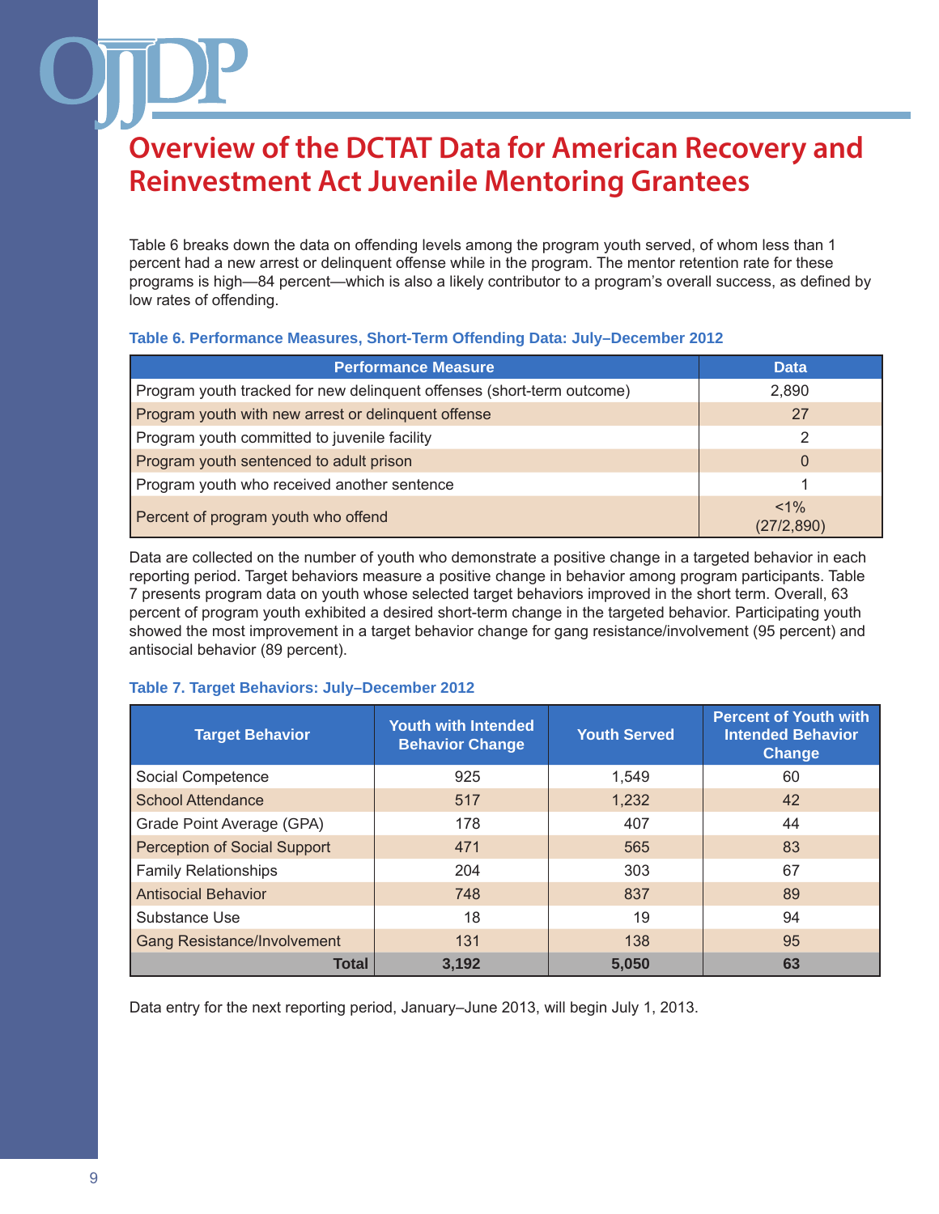# Overview of the DCTAT Data for American Recovery and Reinvestment Act Juvenile Mentoring Grantees

Table 6 breaks down the data on offending levels among the program youth served, of whom less than 1 percent had a new arrest or delinquent offense while in the program. The mentor retention rate for these programs is high—84 percent—which is also a likely contributor to a program's overall success, as defined by low rates of offending.

**Table 6. Performance Measures, Short-Term Offending Data: July–December 2012**

| Performance Measure | Data |
|---|---|
| Program youth tracked for new delinquent offenses (short-term outcome) | 2,890 |
| Program youth with new arrest or delinquent offense | 27 |
| Program youth committed to juvenile facility | 2 |
| Program youth sentenced to adult prison | 0 |
| Program youth who received another sentence | 1 |
| Percent of program youth who offend | <1% (27/2,890) |

Data are collected on the number of youth who demonstrate a positive change in a targeted behavior in each reporting period. Target behaviors measure a positive change in behavior among program participants. Table 7 presents program data on youth whose selected target behaviors improved in the short term. Overall, 63 percent of program youth exhibited a desired short-term change in the targeted behavior. Participating youth showed the most improvement in a target behavior change for gang resistance/involvement (95 percent) and antisocial behavior (89 percent).

**Table 7. Target Behaviors: July–December 2012**

| Target Behavior | Youth with Intended Behavior Change | Youth Served | Percent of Youth with Intended Behavior Change |
|---|---|---|---|
| Social Competence | 925 | 1,549 | 60 |
| School Attendance | 517 | 1,232 | 42 |
| Grade Point Average (GPA) | 178 | 407 | 44 |
| Perception of Social Support | 471 | 565 | 83 |
| Family Relationships | 204 | 303 | 67 |
| Antisocial Behavior | 748 | 837 | 89 |
| Substance Use | 18 | 19 | 94 |
| Gang Resistance/Involvement | 131 | 138 | 95 |
| **Total** | **3,192** | **5,050** | **63** |

Data entry for the next reporting period, January–June 2013, will begin July 1, 2013.